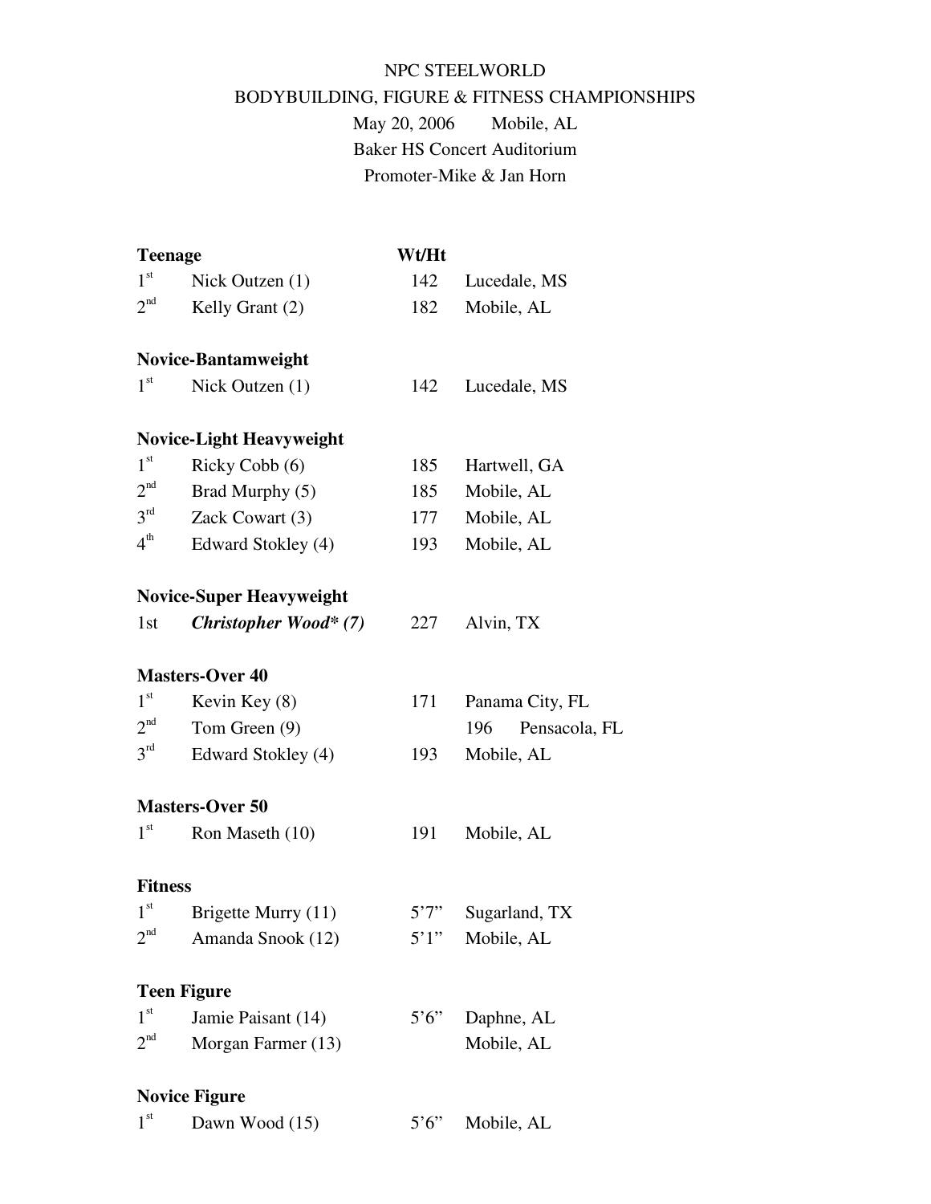NPC STEELWORLD

BODYBUILDING, FIGURE & FITNESS CHAMPIONSHIPS

May 20, 2006 Mobile, AL

Baker HS Concert Auditorium

Promoter-Mike & Jan Horn

| **Teenage** | | **Wt/Ht** | |
|---|---|---|---|
| 1st | Nick Outzen (1) | 142 | Lucedale, MS |
| 2nd | Kelly Grant (2) | 182 | Mobile, AL |
| **Novice-Bantamweight** | | | |
| 1st | Nick Outzen (1) | 142 | Lucedale, MS |
| **Novice-Light Heavyweight** | | | |
| 1st | Ricky Cobb (6) | 185 | Hartwell, GA |
| 2nd | Brad Murphy (5) | 185 | Mobile, AL |
| 3rd | Zack Cowart (3) | 177 | Mobile, AL |
| 4th | Edward Stokley (4) | 193 | Mobile, AL |
| **Novice-Super Heavyweight** | | | |
| 1st | ***Christopher Wood* (7)*** | 227 | Alvin, TX |
| **Masters-Over 40** | | | |
| 1st | Kevin Key (8) | 171 | Panama City, FL |
| 2nd | Tom Green (9) | | 196 Pensacola, FL |
| 3rd | Edward Stokley (4) | 193 | Mobile, AL |
| **Masters-Over 50** | | | |
| 1st | Ron Maseth (10) | 191 | Mobile, AL |
| **Fitness** | | | |
| 1st | Brigette Murry (11) | 5'7" | Sugarland, TX |
| 2nd | Amanda Snook (12) | 5'1" | Mobile, AL |
| **Teen Figure** | | | |
| 1st | Jamie Paisant (14) | 5'6" | Daphne, AL |
| 2nd | Morgan Farmer (13) | | Mobile, AL |
| **Novice Figure** | | | |
| 1st | Dawn Wood (15) | 5'6" | Mobile, AL |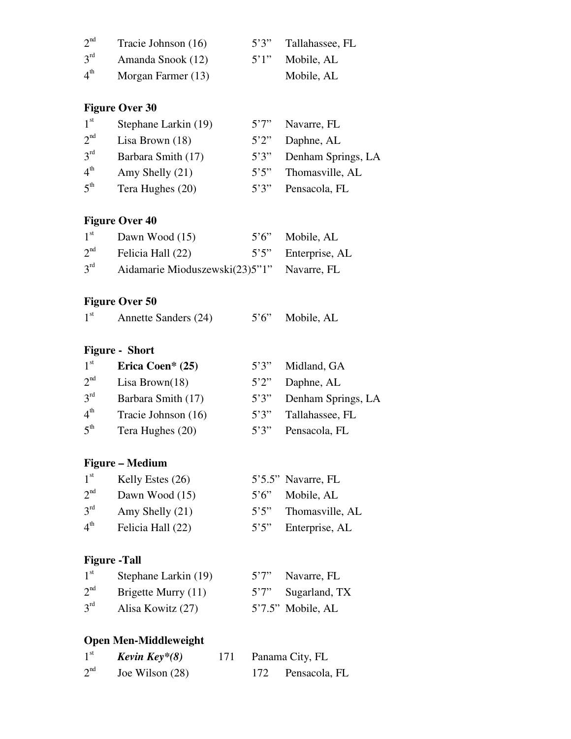| Place | Name | Height | Hometown |
|---|---|---|---|
| 2nd | Tracie Johnson (16) | 5'3" | Tallahassee, FL |
| 3rd | Amanda Snook (12) | 5'1" | Mobile, AL |
| 4th | Morgan Farmer (13) | | Mobile, AL |

**Figure Over 30**

| Place | Name | Height | Hometown |
|---|---|---|---|
| 1st | Stephane Larkin (19) | 5'7" | Navarre, FL |
| 2nd | Lisa Brown (18) | 5'2" | Daphne, AL |
| 3rd | Barbara Smith (17) | 5'3" | Denham Springs, LA |
| 4th | Amy Shelly (21) | 5'5" | Thomasville, AL |
| 5th | Tera Hughes (20) | 5'3" | Pensacola, FL |

**Figure Over 40**

| Place | Name | Height | Hometown |
|---|---|---|---|
| 1st | Dawn Wood (15) | 5'6" | Mobile, AL |
| 2nd | Felicia Hall (22) | 5'5" | Enterprise, AL |
| 3rd | Aidamarie Mioduszewski(23) | 5"1" | Navarre, FL |

**Figure Over 50**

| Place | Name | Height | Hometown |
|---|---|---|---|
| 1st | Annette Sanders (24) | 5'6" | Mobile, AL |

**Figure - Short**

| Place | Name | Height | Hometown |
|---|---|---|---|
| 1st | **Erica Coen* (25)** | 5'3" | Midland, GA |
| 2nd | Lisa Brown(18) | 5'2" | Daphne, AL |
| 3rd | Barbara Smith (17) | 5'3" | Denham Springs, LA |
| 4th | Tracie Johnson (16) | 5'3" | Tallahassee, FL |
| 5th | Tera Hughes (20) | 5'3" | Pensacola, FL |

**Figure – Medium**

| Place | Name | Height | Hometown |
|---|---|---|---|
| 1st | Kelly Estes (26) | 5'5.5" | Navarre, FL |
| 2nd | Dawn Wood (15) | 5'6" | Mobile, AL |
| 3rd | Amy Shelly (21) | 5'5" | Thomasville, AL |
| 4th | Felicia Hall (22) | 5'5" | Enterprise, AL |

**Figure -Tall**

| Place | Name | Height | Hometown |
|---|---|---|---|
| 1st | Stephane Larkin (19) | 5'7" | Navarre, FL |
| 2nd | Brigette Murry (11) | 5'7" | Sugarland, TX |
| 3rd | Alisa Kowitz (27) | 5'7.5" | Mobile, AL |

**Open Men-Middleweight**

| Place | Name | Weight | Hometown |
|---|---|---|---|
| 1st | ***Kevin Key*(8)*** | 171 | Panama City, FL |
| 2nd | Joe Wilson (28) | 172 | Pensacola, FL |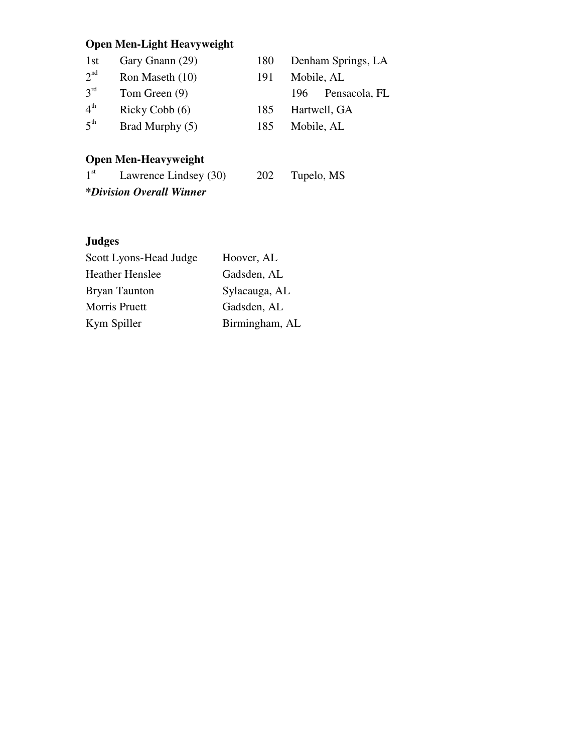**Open Men-Light Heavyweight**

| | | | |
|---|---|---|---|
| 1st | Gary Gnann (29) | 180 | Denham Springs, LA |
| 2nd | Ron Maseth (10) | 191 | Mobile, AL |
| 3rd | Tom Green (9) | 196 | Pensacola, FL |
| 4th | Ricky Cobb (6) | 185 | Hartwell, GA |
| 5th | Brad Murphy (5) | 185 | Mobile, AL |

**Open Men-Heavyweight**

| | | | |
|---|---|---|---|
| 1st | Lawrence Lindsey (30) | 202 | Tupelo, MS |

***Division Overall Winner***

**Judges**

| | |
|---|---|
| Scott Lyons-Head Judge | Hoover, AL |
| Heather Henslee | Gadsden, AL |
| Bryan Taunton | Sylacauga, AL |
| Morris Pruett | Gadsden, AL |
| Kym Spiller | Birmingham, AL |